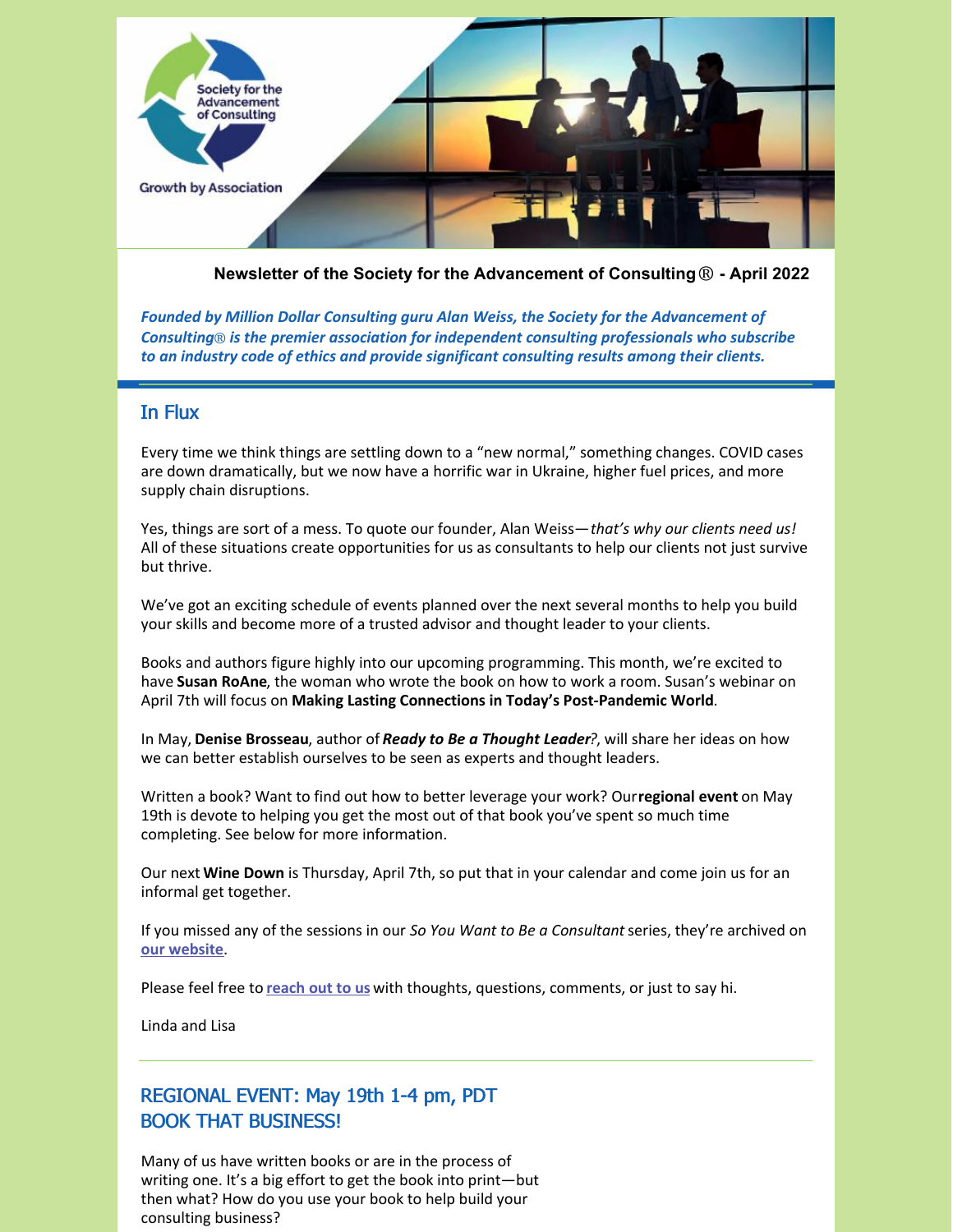Society for the Advancement of Consulting

Growth by Association

**Newsletter of the Society for the Advancement of Consulting® - April 2022**

***Founded by Million Dollar Consulting guru Alan Weiss, the Society for the Advancement of Consulting® is the premier association for independent consulting professionals who subscribe to an industry code of ethics and provide significant consulting results among their clients.***

## In Flux

Every time we think things are settling down to a "new normal," something changes. COVID cases are down dramatically, but we now have a horrific war in Ukraine, higher fuel prices, and more supply chain disruptions.

Yes, things are sort of a mess. To quote our founder, Alan Weiss—*that's why our clients need us!* All of these situations create opportunities for us as consultants to help our clients not just survive but thrive.

We've got an exciting schedule of events planned over the next several months to help you build your skills and become more of a trusted advisor and thought leader to your clients.

Books and authors figure highly into our upcoming programming. This month, we're excited to have **Susan RoAne**, the woman who wrote the book on how to work a room. Susan's webinar on April 7th will focus on **Making Lasting Connections in Today's Post-Pandemic World**.

In May, **Denise Brosseau**, author of ***Ready to Be a Thought Leader****?*, will share her ideas on how we can better establish ourselves to be seen as experts and thought leaders.

Written a book? Want to find out how to better leverage your work? Our **regional event** on May 19th is devote to helping you get the most out of that book you've spent so much time completing. See below for more information.

Our next **Wine Down** is Thursday, April 7th, so put that in your calendar and come join us for an informal get together.

If you missed any of the sessions in our *So You Want to Be a Consultant* series, they're archived on **our website**.

Please feel free to **reach out to us** with thoughts, questions, comments, or just to say hi.

Linda and Lisa

## REGIONAL EVENT: May 19th 1-4 pm, PDT
## BOOK THAT BUSINESS!

Many of us have written books or are in the process of writing one. It's a big effort to get the book into print—but then what? How do you use your book to help build your consulting business?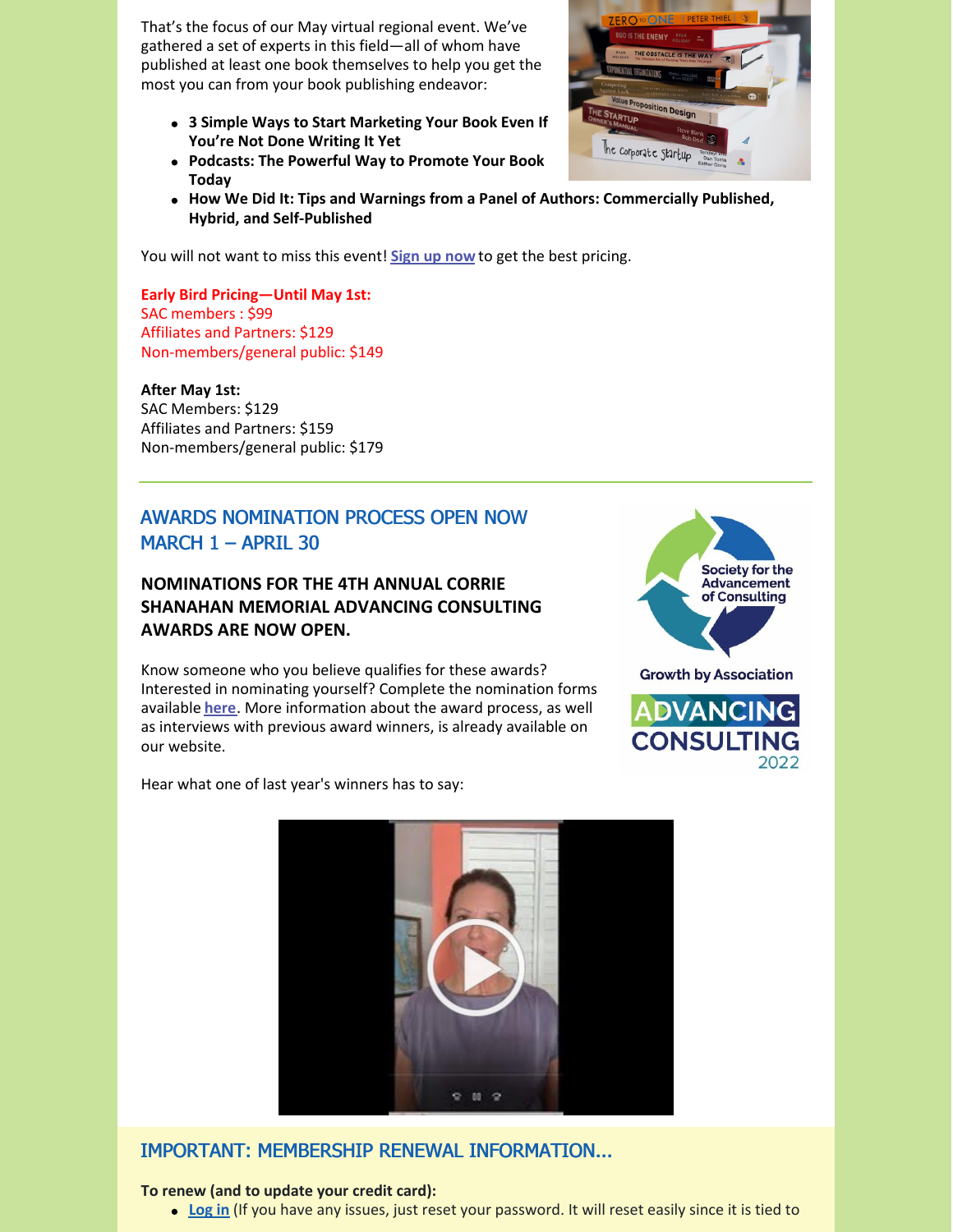That's the focus of our May virtual regional event. We've gathered a set of experts in this field—all of whom have published at least one book themselves to help you get the most you can from your book publishing endeavor:

- **3 Simple Ways to Start Marketing Your Book Even If You're Not Done Writing It Yet**
- **Podcasts: The Powerful Way to Promote Your Book Today**
- **How We Did It: Tips and Warnings from a Panel of Authors: Commercially Published, Hybrid, and Self-Published**

You will not want to miss this event! **Sign up now** to get the best pricing.

**Early Bird Pricing—Until May 1st:**
SAC members : $99
Affiliates and Partners: $129
Non-members/general public: $149

**After May 1st:**
SAC Members: $129
Affiliates and Partners: $159
Non-members/general public: $179

---

## AWARDS NOMINATION PROCESS OPEN NOW MARCH 1 – APRIL 30

### NOMINATIONS FOR THE 4TH ANNUAL CORRIE SHANAHAN MEMORIAL ADVANCING CONSULTING AWARDS ARE NOW OPEN.

Know someone who you believe qualifies for these awards? Interested in nominating yourself? Complete the nomination forms available **here**. More information about the award process, as well as interviews with previous award winners, is already available on our website.

Hear what one of last year's winners has to say:

## IMPORTANT: MEMBERSHIP RENEWAL INFORMATION...

**To renew (and to update your credit card):**

- **Log in** (If you have any issues, just reset your password. It will reset easily since it is tied to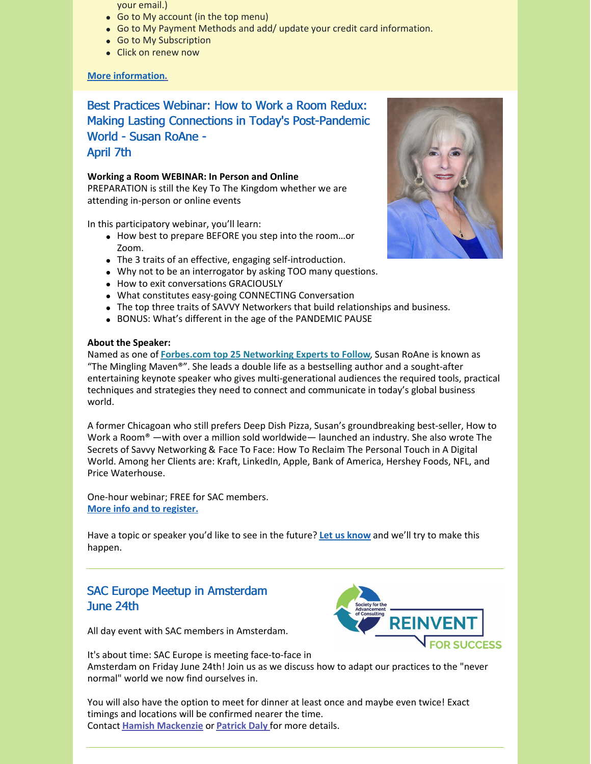your email.)

- Go to My account (in the top menu)
- Go to My Payment Methods and add/ update your credit card information.
- Go to My Subscription
- Click on renew now

**More information.**

## Best Practices Webinar: How to Work a Room Redux: Making Lasting Connections in Today's Post-Pandemic World - Susan RoAne - April 7th

**Working a Room WEBINAR: In Person and Online**
PREPARATION is still the Key To The Kingdom whether we are attending in-person or online events

In this participatory webinar, you'll learn:

- How best to prepare BEFORE you step into the room…or Zoom.
- The 3 traits of an effective, engaging self-introduction.
- Why not to be an interrogator by asking TOO many questions.
- How to exit conversations GRACIOUSLY
- What constitutes easy-going CONNECTING Conversation
- The top three traits of SAVVY Networkers that build relationships and business.
- BONUS: What's different in the age of the PANDEMIC PAUSE

**About the Speaker:**
Named as one of **Forbes.com top 25 Networking Experts to Follow**, Susan RoAne is known as "The Mingling Maven®". She leads a double life as a bestselling author and a sought-after entertaining keynote speaker who gives multi-generational audiences the required tools, practical techniques and strategies they need to connect and communicate in today's global business world.

A former Chicagoan who still prefers Deep Dish Pizza, Susan's groundbreaking best-seller, How to Work a Room® —with over a million sold worldwide— launched an industry. She also wrote The Secrets of Savvy Networking & Face To Face: How To Reclaim The Personal Touch in A Digital World. Among her Clients are: Kraft, LinkedIn, Apple, Bank of America, Hershey Foods, NFL, and Price Waterhouse.

One-hour webinar; FREE for SAC members.
**More info and to register.**

Have a topic or speaker you'd like to see in the future? **Let us know** and we'll try to make this happen.

---

## SAC Europe Meetup in Amsterdam June 24th

All day event with SAC members in Amsterdam.

It's about time: SAC Europe is meeting face-to-face in Amsterdam on Friday June 24th! Join us as we discuss how to adapt our practices to the "never normal" world we now find ourselves in.

You will also have the option to meet for dinner at least once and maybe even twice! Exact timings and locations will be confirmed nearer the time.
Contact **Hamish Mackenzie** or **Patrick Daly** for more details.

---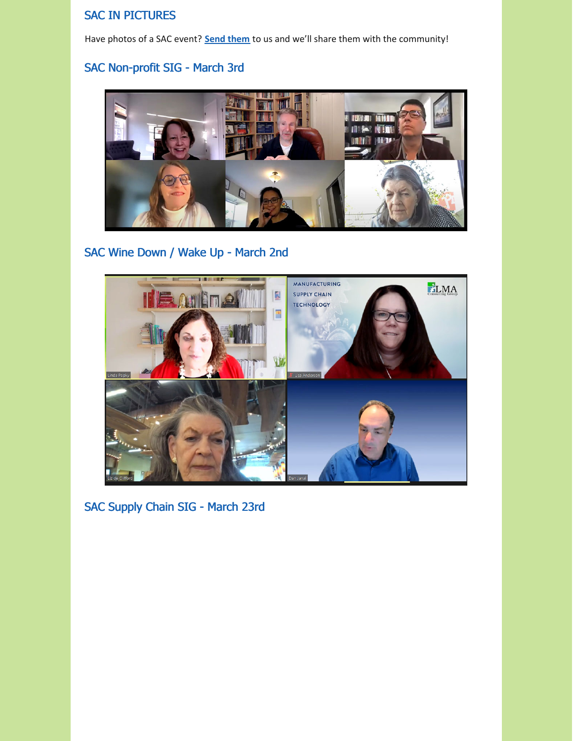## SAC IN PICTURES

Have photos of a SAC event? **Send them** to us and we'll share them with the community!

### SAC Non-profit SIG - March 3rd

### SAC Wine Down / Wake Up - March 2nd

### SAC Supply Chain SIG - March 23rd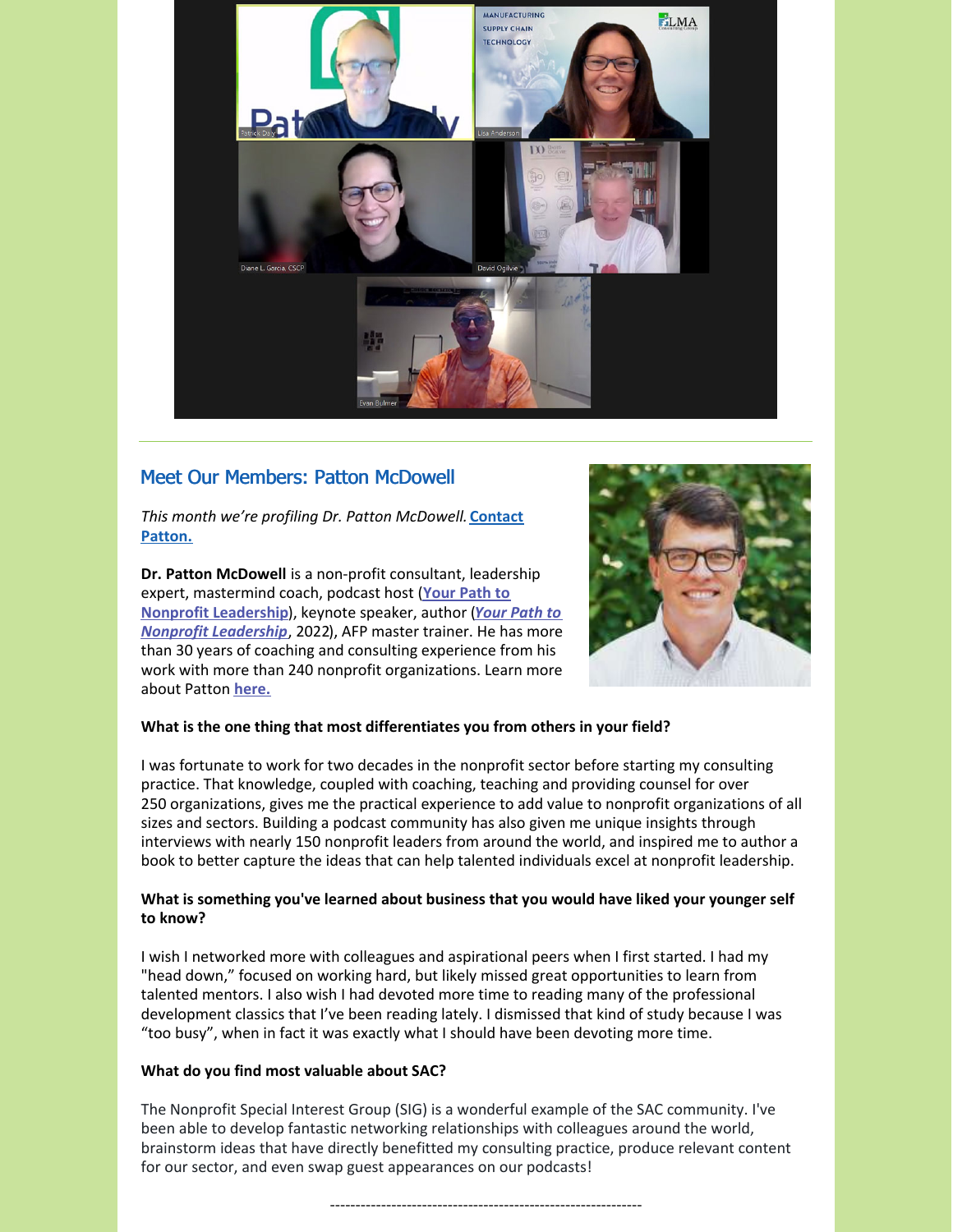## Meet Our Members: Patton McDowell

*This month we're profiling Dr. Patton McDowell.* **Contact Patton.**

**Dr. Patton McDowell** is a non-profit consultant, leadership expert, mastermind coach, podcast host (**Your Path to Nonprofit Leadership**), keynote speaker, author (***Your Path to Nonprofit Leadership***, 2022), AFP master trainer. He has more than 30 years of coaching and consulting experience from his work with more than 240 nonprofit organizations. Learn more about Patton **here.**

**What is the one thing that most differentiates you from others in your field?**

I was fortunate to work for two decades in the nonprofit sector before starting my consulting practice. That knowledge, coupled with coaching, teaching and providing counsel for over 250 organizations, gives me the practical experience to add value to nonprofit organizations of all sizes and sectors. Building a podcast community has also given me unique insights through interviews with nearly 150 nonprofit leaders from around the world, and inspired me to author a book to better capture the ideas that can help talented individuals excel at nonprofit leadership.

**What is something you've learned about business that you would have liked your younger self to know?**

I wish I networked more with colleagues and aspirational peers when I first started. I had my "head down," focused on working hard, but likely missed great opportunities to learn from talented mentors. I also wish I had devoted more time to reading many of the professional development classics that I've been reading lately. I dismissed that kind of study because I was "too busy", when in fact it was exactly what I should have been devoting more time.

**What do you find most valuable about SAC?**

The Nonprofit Special Interest Group (SIG) is a wonderful example of the SAC community. I've been able to develop fantastic networking relationships with colleagues around the world, brainstorm ideas that have directly benefitted my consulting practice, produce relevant content for our sector, and even swap guest appearances on our podcasts!

--------------------------------------------------------------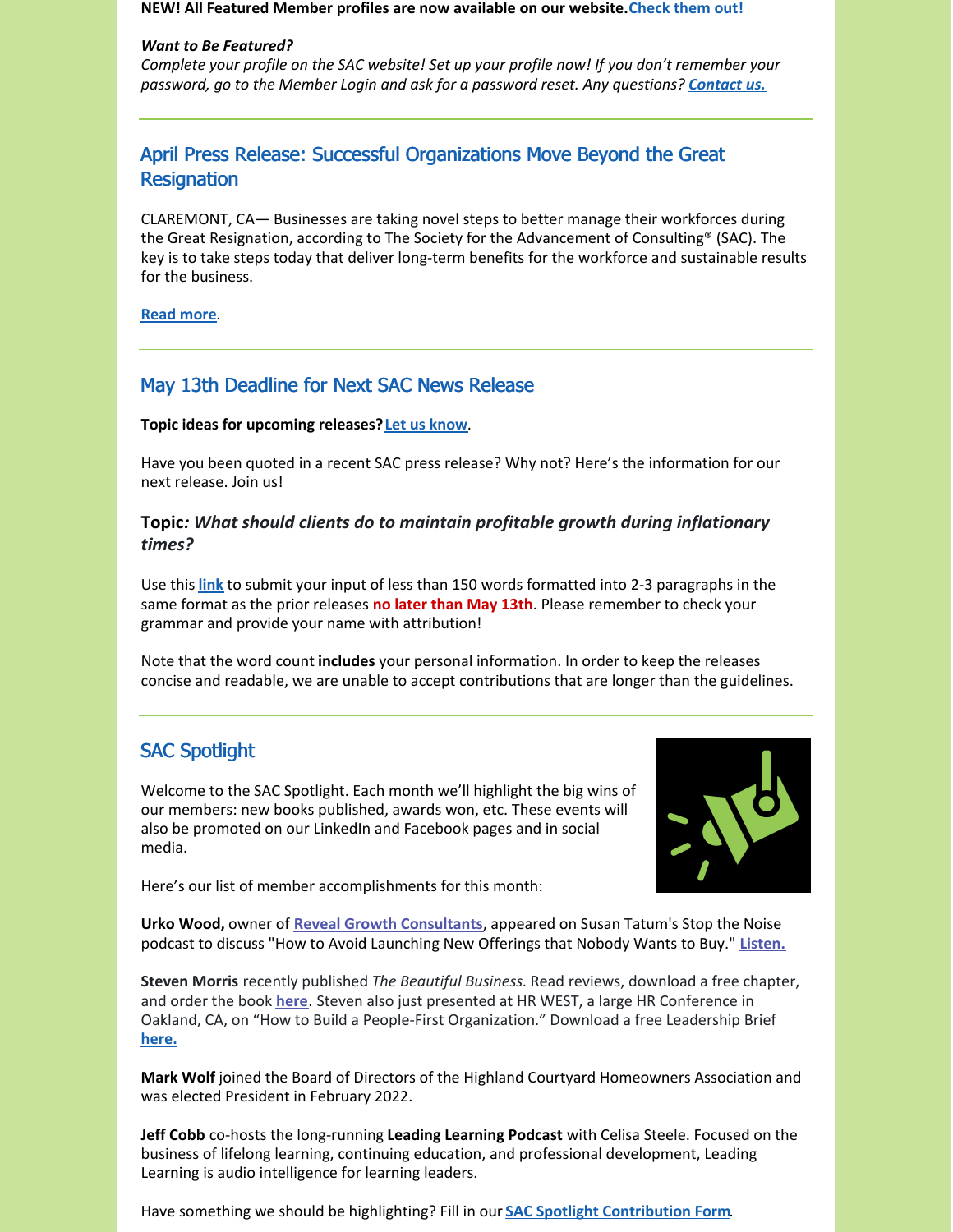**NEW! All Featured Member profiles are now available on our website.** Check them out!

***Want to Be Featured?***
*Complete your profile on the SAC website! Set up your profile now! If you don't remember your password, go to the Member Login and ask for a password reset. Any questions? **Contact us.***

## April Press Release: Successful Organizations Move Beyond the Great Resignation

CLAREMONT, CA— Businesses are taking novel steps to better manage their workforces during the Great Resignation, according to The Society for the Advancement of Consulting® (SAC). The key is to take steps today that deliver long-term benefits for the workforce and sustainable results for the business.

**Read more**.

## May 13th Deadline for Next SAC News Release

**Topic ideas for upcoming releases?** **Let us know**.

Have you been quoted in a recent SAC press release? Why not? Here's the information for our next release. Join us!

### Topic*: What should clients do to maintain profitable growth during inflationary times?*

Use this **link** to submit your input of less than 150 words formatted into 2-3 paragraphs in the same format as the prior releases **no later than May 13th**. Please remember to check your grammar and provide your name with attribution!

Note that the word count **includes** your personal information. In order to keep the releases concise and readable, we are unable to accept contributions that are longer than the guidelines.

## SAC Spotlight

Welcome to the SAC Spotlight. Each month we'll highlight the big wins of our members: new books published, awards won, etc. These events will also be promoted on our LinkedIn and Facebook pages and in social media.

Here's our list of member accomplishments for this month:

**Urko Wood,** owner of **Reveal Growth Consultants**, appeared on Susan Tatum's Stop the Noise podcast to discuss "How to Avoid Launching New Offerings that Nobody Wants to Buy." **Listen.**

**Steven Morris** recently published *The Beautiful Business*. Read reviews, download a free chapter, and order the book **here**. Steven also just presented at HR WEST, a large HR Conference in Oakland, CA, on "How to Build a People-First Organization." Download a free Leadership Brief **here.**

**Mark Wolf** joined the Board of Directors of the Highland Courtyard Homeowners Association and was elected President in February 2022.

**Jeff Cobb** co-hosts the long-running **Leading Learning Podcast** with Celisa Steele. Focused on the business of lifelong learning, continuing education, and professional development, Leading Learning is audio intelligence for learning leaders.

Have something we should be highlighting? Fill in our **SAC Spotlight Contribution Form**.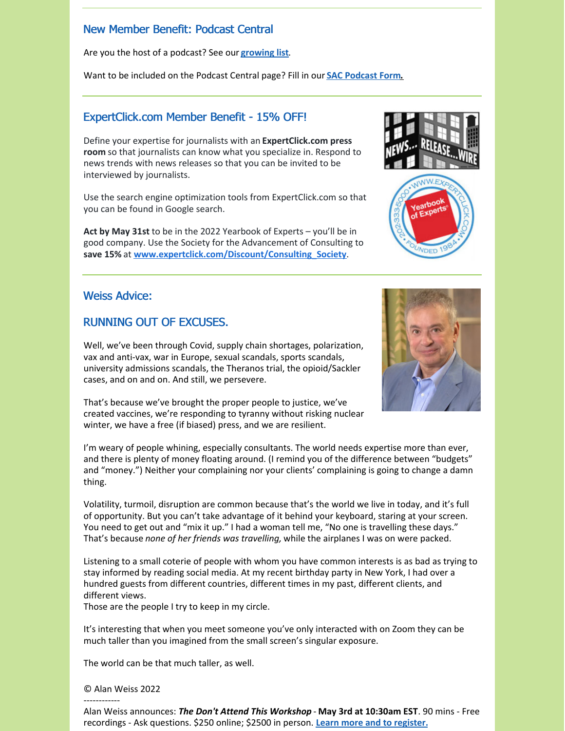## New Member Benefit: Podcast Central

Are you the host of a podcast? See our **growing list**.

Want to be included on the Podcast Central page? Fill in our **SAC Podcast Form.**

---

## ExpertClick.com Member Benefit - 15% OFF!

Define your expertise for journalists with an **ExpertClick.com press room** so that journalists can know what you specialize in. Respond to news trends with news releases so that you can be invited to be interviewed by journalists.

Use the search engine optimization tools from ExpertClick.com so that you can be found in Google search.

**Act by May 31st** to be in the 2022 Yearbook of Experts – you'll be in good company. Use the Society for the Advancement of Consulting to **save 15%** at **www.expertclick.com/Discount/Consulting_Society**.

---

## Weiss Advice:

## RUNNING OUT OF EXCUSES.

Well, we've been through Covid, supply chain shortages, polarization, vax and anti-vax, war in Europe, sexual scandals, sports scandals, university admissions scandals, the Theranos trial, the opioid/Sackler cases, and on and on. And still, we persevere.

That's because we've brought the proper people to justice, we've created vaccines, we're responding to tyranny without risking nuclear winter, we have a free (if biased) press, and we are resilient.

I'm weary of people whining, especially consultants. The world needs expertise more than ever, and there is plenty of money floating around. (I remind you of the difference between "budgets" and "money.") Neither your complaining nor your clients' complaining is going to change a damn thing.

Volatility, turmoil, disruption are common because that's the world we live in today, and it's full of opportunity. But you can't take advantage of it behind your keyboard, staring at your screen. You need to get out and "mix it up." I had a woman tell me, "No one is travelling these days." That's because *none of her friends was travelling,* while the airplanes I was on were packed.

Listening to a small coterie of people with whom you have common interests is as bad as trying to stay informed by reading social media. At my recent birthday party in New York, I had over a hundred guests from different countries, different times in my past, different clients, and different views.
Those are the people I try to keep in my circle.

It's interesting that when you meet someone you've only interacted with on Zoom they can be much taller than you imagined from the small screen's singular exposure.

The world can be that much taller, as well.

© Alan Weiss 2022

------------

Alan Weiss announces: ***The Don't Attend This Workshop*** - **May 3rd at 10:30am EST**. 90 mins - Free recordings - Ask questions. $250 online; $2500 in person. **Learn more and to register.**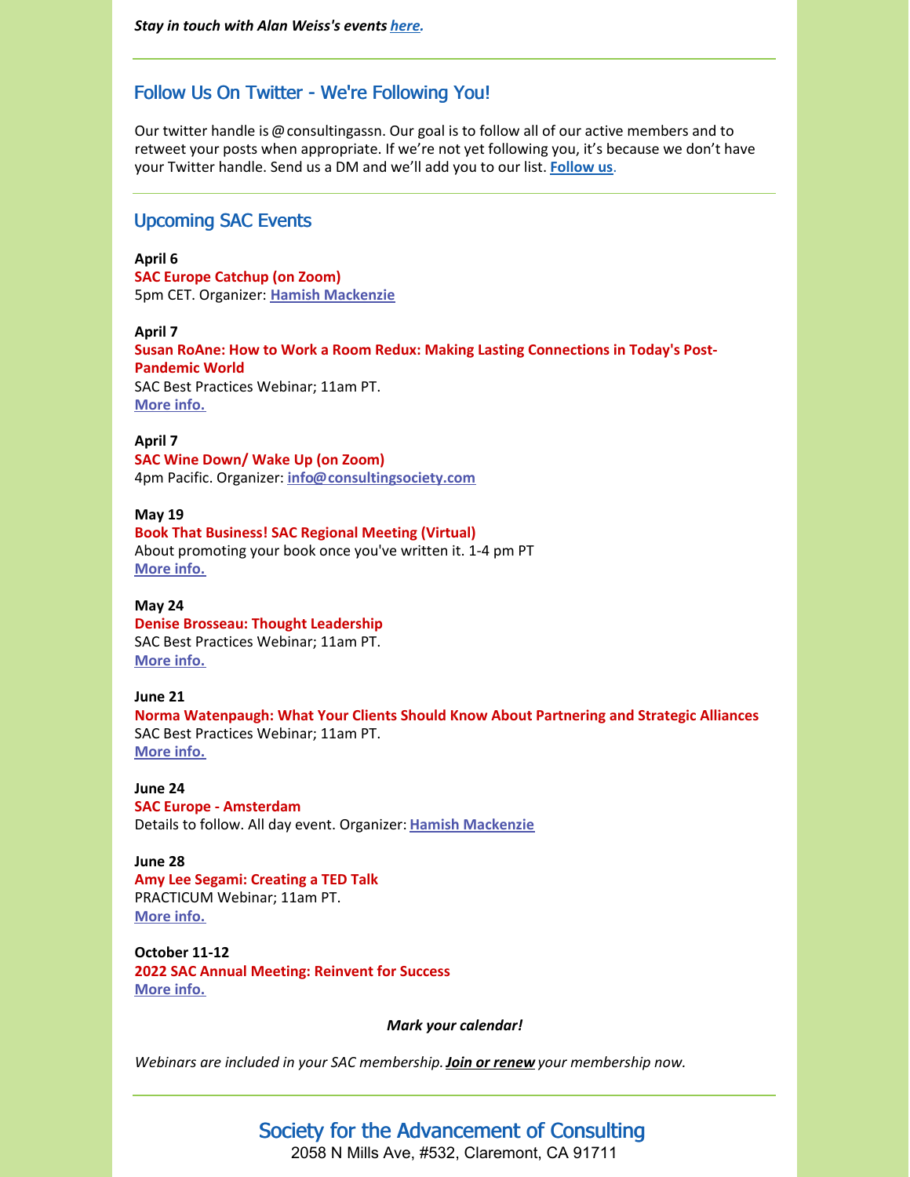*Stay in touch with Alan Weiss's events **here.***

---

## Follow Us On Twitter - We're Following You!

Our twitter handle is @consultingassn. Our goal is to follow all of our active members and to retweet your posts when appropriate. If we're not yet following you, it's because we don't have your Twitter handle. Send us a DM and we'll add you to our list. **Follow us**.

---

## Upcoming SAC Events

**April 6**
**SAC Europe Catchup (on Zoom)**
5pm CET. Organizer: **Hamish Mackenzie**

**April 7**
**Susan RoAne: How to Work a Room Redux: Making Lasting Connections in Today's Post-Pandemic World**
SAC Best Practices Webinar; 11am PT.
**More info.**

**April 7**
**SAC Wine Down/ Wake Up (on Zoom)**
4pm Pacific. Organizer: **info@consultingsociety.com**

**May 19**
**Book That Business! SAC Regional Meeting (Virtual)**
About promoting your book once you've written it. 1-4 pm PT
**More info.**

**May 24**
**Denise Brosseau: Thought Leadership**
SAC Best Practices Webinar; 11am PT.
**More info.**

**June 21**
**Norma Watenpaugh: What Your Clients Should Know About Partnering and Strategic Alliances**
SAC Best Practices Webinar; 11am PT.
**More info.**

**June 24**
**SAC Europe - Amsterdam**
Details to follow. All day event. Organizer: **Hamish Mackenzie**

**June 28**
**Amy Lee Segami: Creating a TED Talk**
PRACTICUM Webinar; 11am PT.
**More info.**

**October 11-12**
**2022 SAC Annual Meeting: Reinvent for Success**
**More info.**

***Mark your calendar!***

*Webinars are included in your SAC membership. **Join or renew** your membership now.*

---

## Society for the Advancement of Consulting

2058 N Mills Ave, #532, Claremont, CA 91711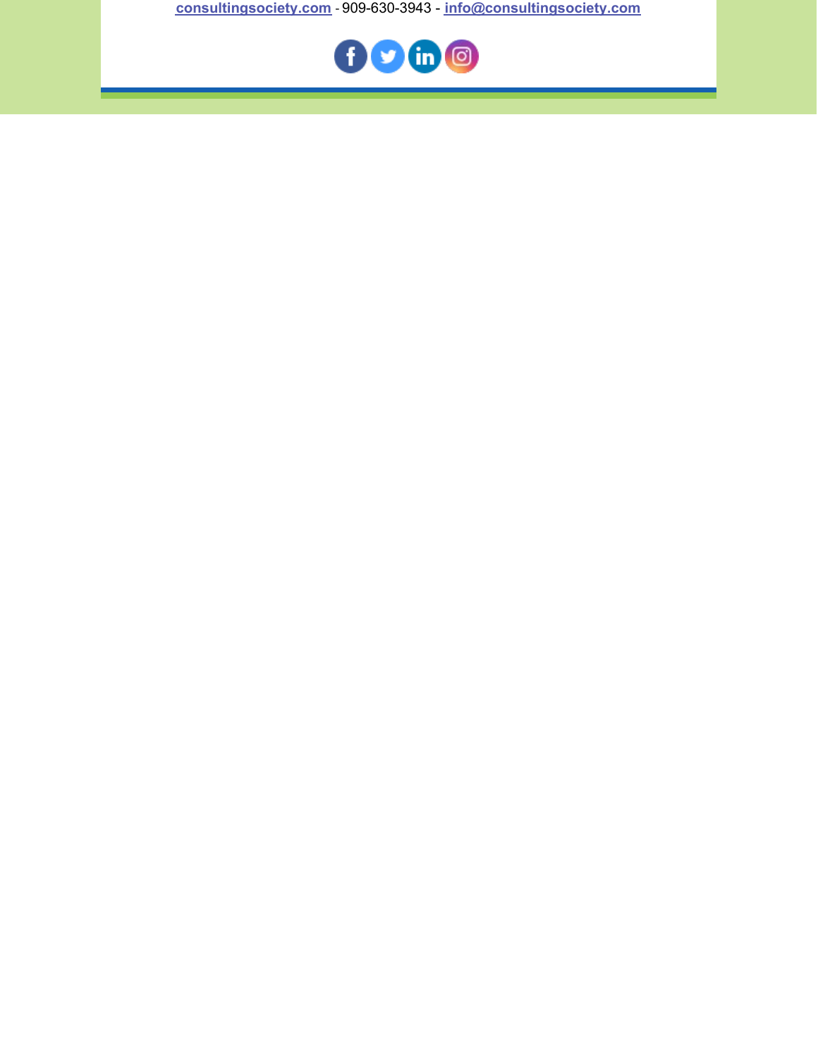consultingsociety.com - 909-630-3943 - info@consultingsociety.com